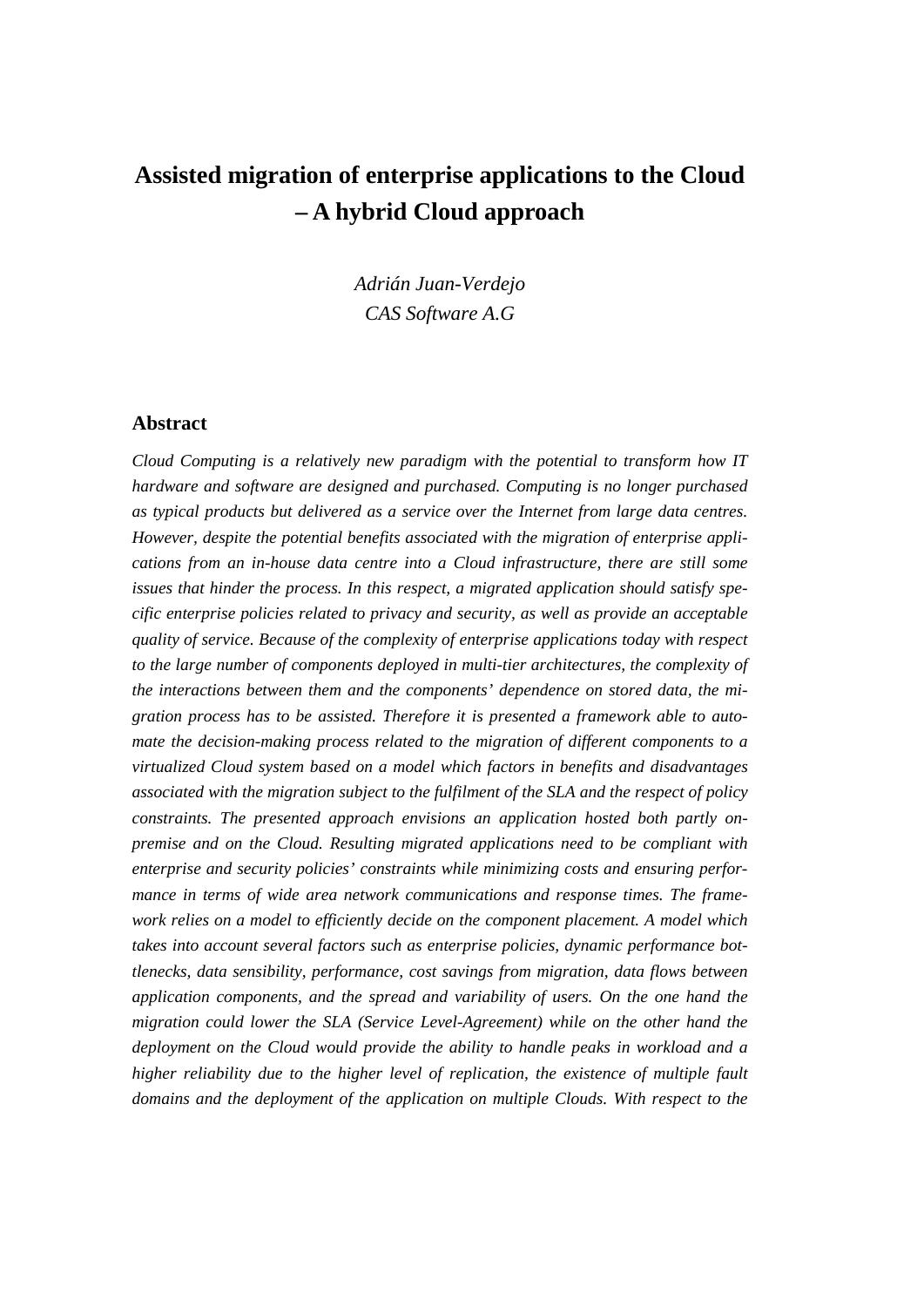# Assisted migration of enterprise applications to the Cloud – A hybrid Cloud approach

*Adrián Juan-Verdejo*
*CAS Software A.G*

## Abstract

*Cloud Computing is a relatively new paradigm with the potential to transform how IT hardware and software are designed and purchased. Computing is no longer purchased as typical products but delivered as a service over the Internet from large data centres. However, despite the potential benefits associated with the migration of enterprise applications from an in-house data centre into a Cloud infrastructure, there are still some issues that hinder the process. In this respect, a migrated application should satisfy specific enterprise policies related to privacy and security, as well as provide an acceptable quality of service. Because of the complexity of enterprise applications today with respect to the large number of components deployed in multi-tier architectures, the complexity of the interactions between them and the components' dependence on stored data, the migration process has to be assisted. Therefore it is presented a framework able to automate the decision-making process related to the migration of different components to a virtualized Cloud system based on a model which factors in benefits and disadvantages associated with the migration subject to the fulfilment of the SLA and the respect of policy constraints. The presented approach envisions an application hosted both partly on-premise and on the Cloud. Resulting migrated applications need to be compliant with enterprise and security policies' constraints while minimizing costs and ensuring performance in terms of wide area network communications and response times. The framework relies on a model to efficiently decide on the component placement. A model which takes into account several factors such as enterprise policies, dynamic performance bottlenecks, data sensibility, performance, cost savings from migration, data flows between application components, and the spread and variability of users. On the one hand the migration could lower the SLA (Service Level-Agreement) while on the other hand the deployment on the Cloud would provide the ability to handle peaks in workload and a higher reliability due to the higher level of replication, the existence of multiple fault domains and the deployment of the application on multiple Clouds. With respect to the*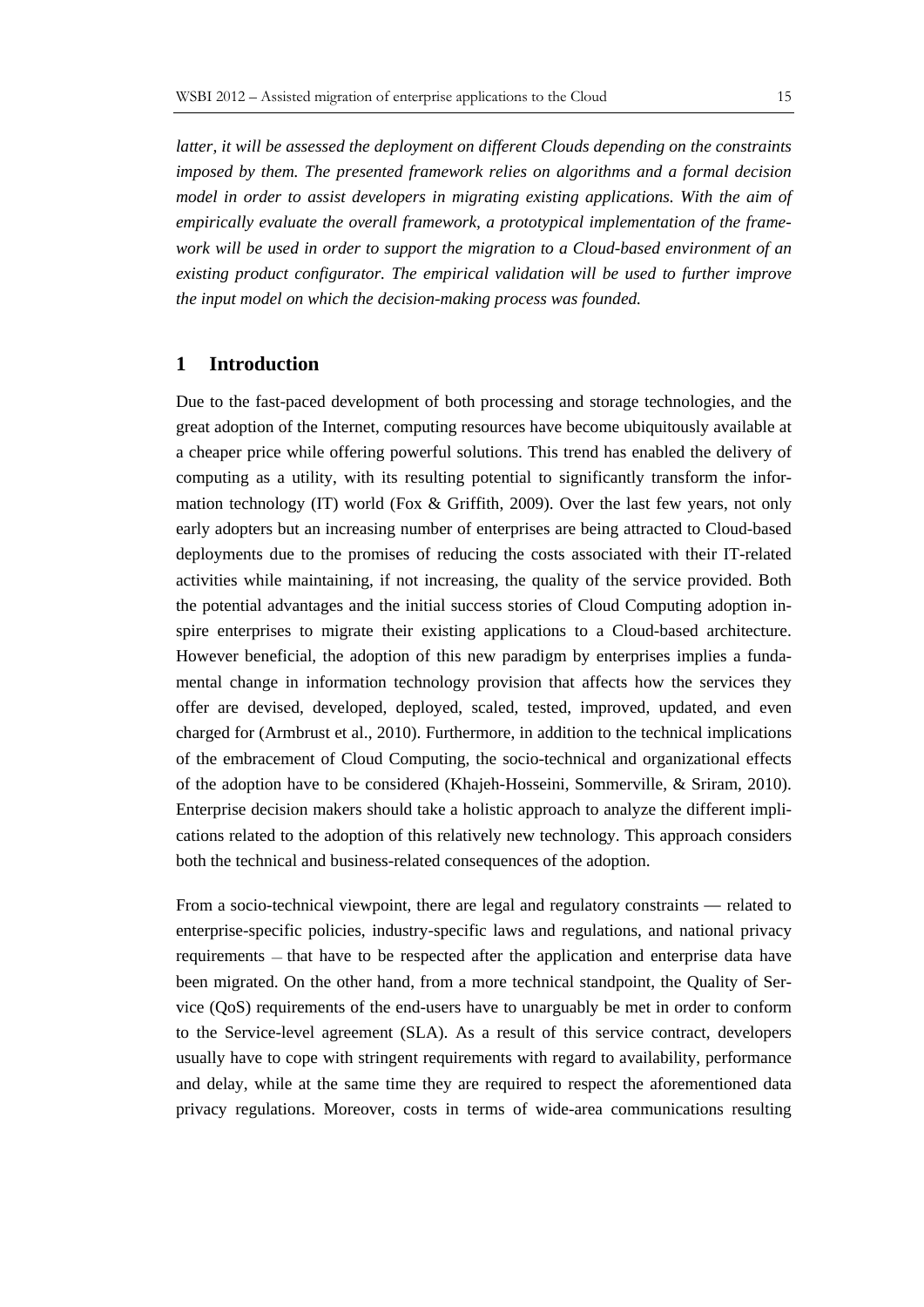*latter, it will be assessed the deployment on different Clouds depending on the constraints imposed by them. The presented framework relies on algorithms and a formal decision model in order to assist developers in migrating existing applications. With the aim of empirically evaluate the overall framework, a prototypical implementation of the framework will be used in order to support the migration to a Cloud-based environment of an existing product configurator. The empirical validation will be used to further improve the input model on which the decision-making process was founded.*

## 1 Introduction

Due to the fast-paced development of both processing and storage technologies, and the great adoption of the Internet, computing resources have become ubiquitously available at a cheaper price while offering powerful solutions. This trend has enabled the delivery of computing as a utility, with its resulting potential to significantly transform the information technology (IT) world (Fox & Griffith, 2009). Over the last few years, not only early adopters but an increasing number of enterprises are being attracted to Cloud-based deployments due to the promises of reducing the costs associated with their IT-related activities while maintaining, if not increasing, the quality of the service provided. Both the potential advantages and the initial success stories of Cloud Computing adoption inspire enterprises to migrate their existing applications to a Cloud-based architecture. However beneficial, the adoption of this new paradigm by enterprises implies a fundamental change in information technology provision that affects how the services they offer are devised, developed, deployed, scaled, tested, improved, updated, and even charged for (Armbrust et al., 2010). Furthermore, in addition to the technical implications of the embracement of Cloud Computing, the socio-technical and organizational effects of the adoption have to be considered (Khajeh-Hosseini, Sommerville, & Sriram, 2010). Enterprise decision makers should take a holistic approach to analyze the different implications related to the adoption of this relatively new technology. This approach considers both the technical and business-related consequences of the adoption.

From a socio-technical viewpoint, there are legal and regulatory constraints — related to enterprise-specific policies, industry-specific laws and regulations, and national privacy requirements – that have to be respected after the application and enterprise data have been migrated. On the other hand, from a more technical standpoint, the Quality of Service (QoS) requirements of the end-users have to unarguably be met in order to conform to the Service-level agreement (SLA). As a result of this service contract, developers usually have to cope with stringent requirements with regard to availability, performance and delay, while at the same time they are required to respect the aforementioned data privacy regulations. Moreover, costs in terms of wide-area communications resulting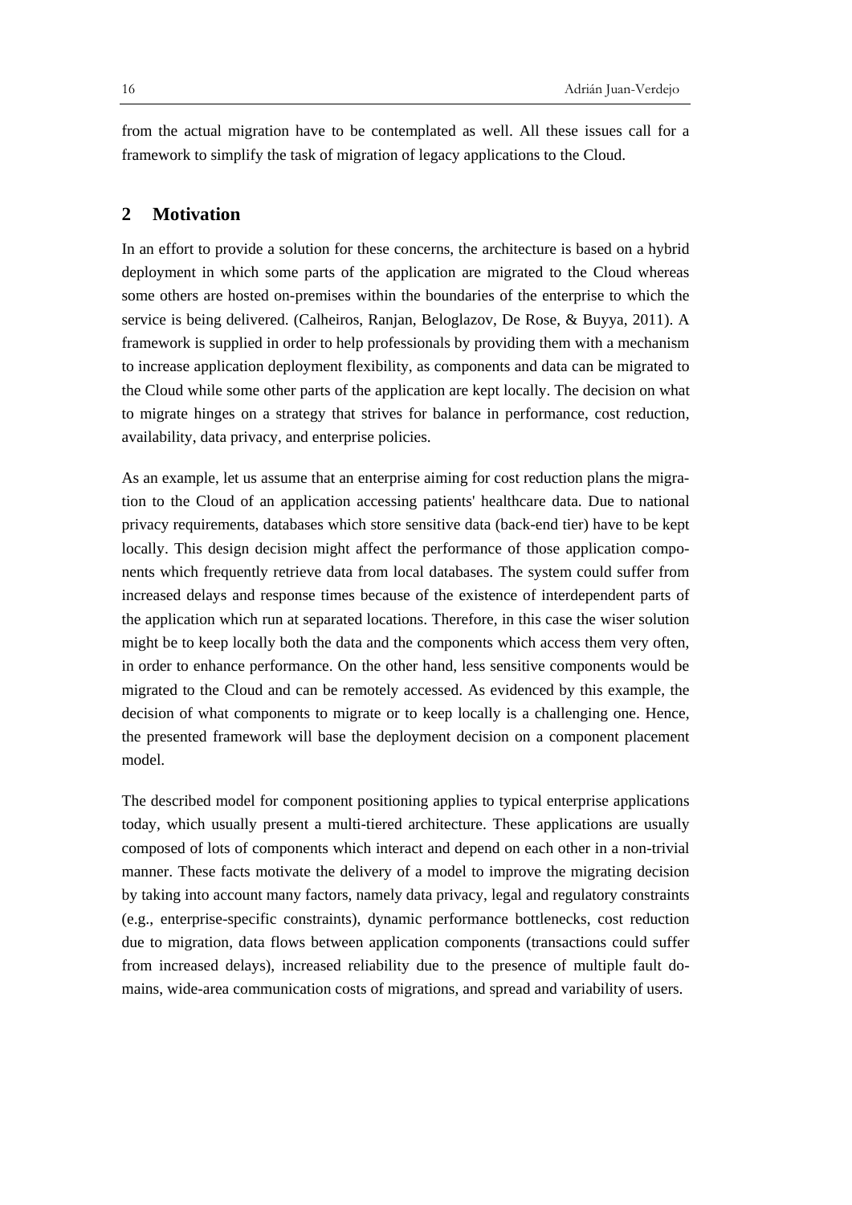from the actual migration have to be contemplated as well. All these issues call for a framework to simplify the task of migration of legacy applications to the Cloud.

## 2 Motivation

In an effort to provide a solution for these concerns, the architecture is based on a hybrid deployment in which some parts of the application are migrated to the Cloud whereas some others are hosted on-premises within the boundaries of the enterprise to which the service is being delivered. (Calheiros, Ranjan, Beloglazov, De Rose, & Buyya, 2011). A framework is supplied in order to help professionals by providing them with a mechanism to increase application deployment flexibility, as components and data can be migrated to the Cloud while some other parts of the application are kept locally. The decision on what to migrate hinges on a strategy that strives for balance in performance, cost reduction, availability, data privacy, and enterprise policies.

As an example, let us assume that an enterprise aiming for cost reduction plans the migration to the Cloud of an application accessing patients' healthcare data. Due to national privacy requirements, databases which store sensitive data (back-end tier) have to be kept locally. This design decision might affect the performance of those application components which frequently retrieve data from local databases. The system could suffer from increased delays and response times because of the existence of interdependent parts of the application which run at separated locations. Therefore, in this case the wiser solution might be to keep locally both the data and the components which access them very often, in order to enhance performance. On the other hand, less sensitive components would be migrated to the Cloud and can be remotely accessed. As evidenced by this example, the decision of what components to migrate or to keep locally is a challenging one. Hence, the presented framework will base the deployment decision on a component placement model.

The described model for component positioning applies to typical enterprise applications today, which usually present a multi-tiered architecture. These applications are usually composed of lots of components which interact and depend on each other in a non-trivial manner. These facts motivate the delivery of a model to improve the migrating decision by taking into account many factors, namely data privacy, legal and regulatory constraints (e.g., enterprise-specific constraints), dynamic performance bottlenecks, cost reduction due to migration, data flows between application components (transactions could suffer from increased delays), increased reliability due to the presence of multiple fault domains, wide-area communication costs of migrations, and spread and variability of users.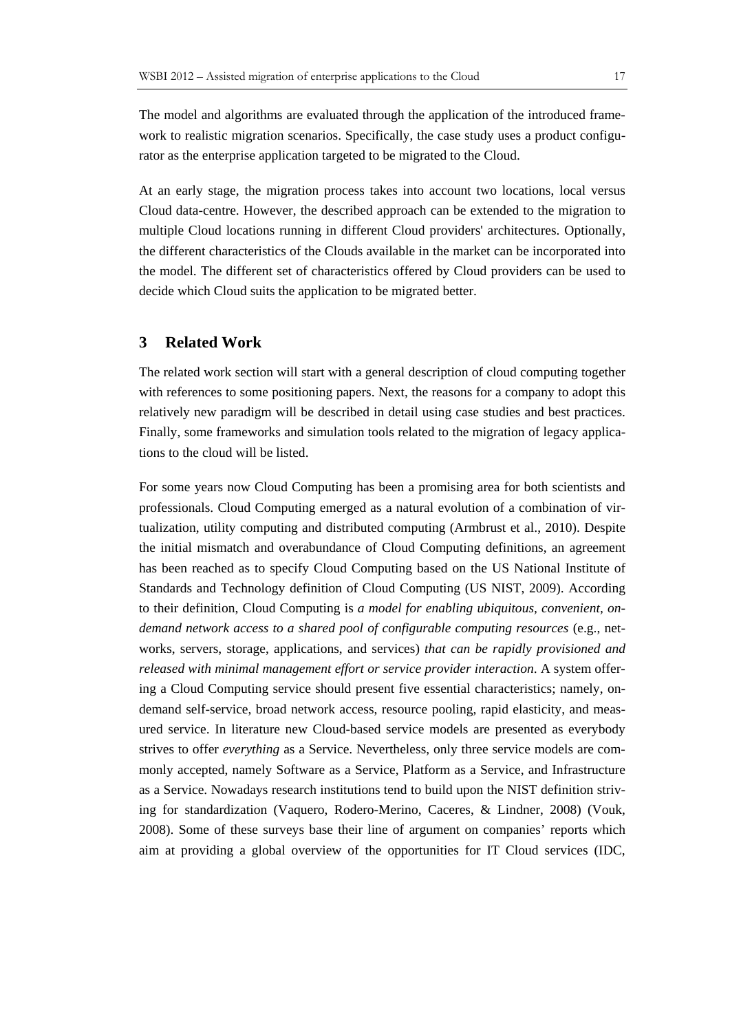The model and algorithms are evaluated through the application of the introduced framework to realistic migration scenarios. Specifically, the case study uses a product configurator as the enterprise application targeted to be migrated to the Cloud.

At an early stage, the migration process takes into account two locations, local versus Cloud data-centre. However, the described approach can be extended to the migration to multiple Cloud locations running in different Cloud providers' architectures. Optionally, the different characteristics of the Clouds available in the market can be incorporated into the model. The different set of characteristics offered by Cloud providers can be used to decide which Cloud suits the application to be migrated better.

## 3 Related Work

The related work section will start with a general description of cloud computing together with references to some positioning papers. Next, the reasons for a company to adopt this relatively new paradigm will be described in detail using case studies and best practices. Finally, some frameworks and simulation tools related to the migration of legacy applications to the cloud will be listed.

For some years now Cloud Computing has been a promising area for both scientists and professionals. Cloud Computing emerged as a natural evolution of a combination of virtualization, utility computing and distributed computing (Armbrust et al., 2010). Despite the initial mismatch and overabundance of Cloud Computing definitions, an agreement has been reached as to specify Cloud Computing based on the US National Institute of Standards and Technology definition of Cloud Computing (US NIST, 2009). According to their definition, Cloud Computing is *a model for enabling ubiquitous, convenient, on-demand network access to a shared pool of configurable computing resources* (e.g., networks, servers, storage, applications, and services) *that can be rapidly provisioned and released with minimal management effort or service provider interaction*. A system offering a Cloud Computing service should present five essential characteristics; namely, on-demand self-service, broad network access, resource pooling, rapid elasticity, and measured service. In literature new Cloud-based service models are presented as everybody strives to offer *everything* as a Service. Nevertheless, only three service models are commonly accepted, namely Software as a Service, Platform as a Service, and Infrastructure as a Service. Nowadays research institutions tend to build upon the NIST definition striving for standardization (Vaquero, Rodero-Merino, Caceres, & Lindner, 2008) (Vouk, 2008). Some of these surveys base their line of argument on companies' reports which aim at providing a global overview of the opportunities for IT Cloud services (IDC,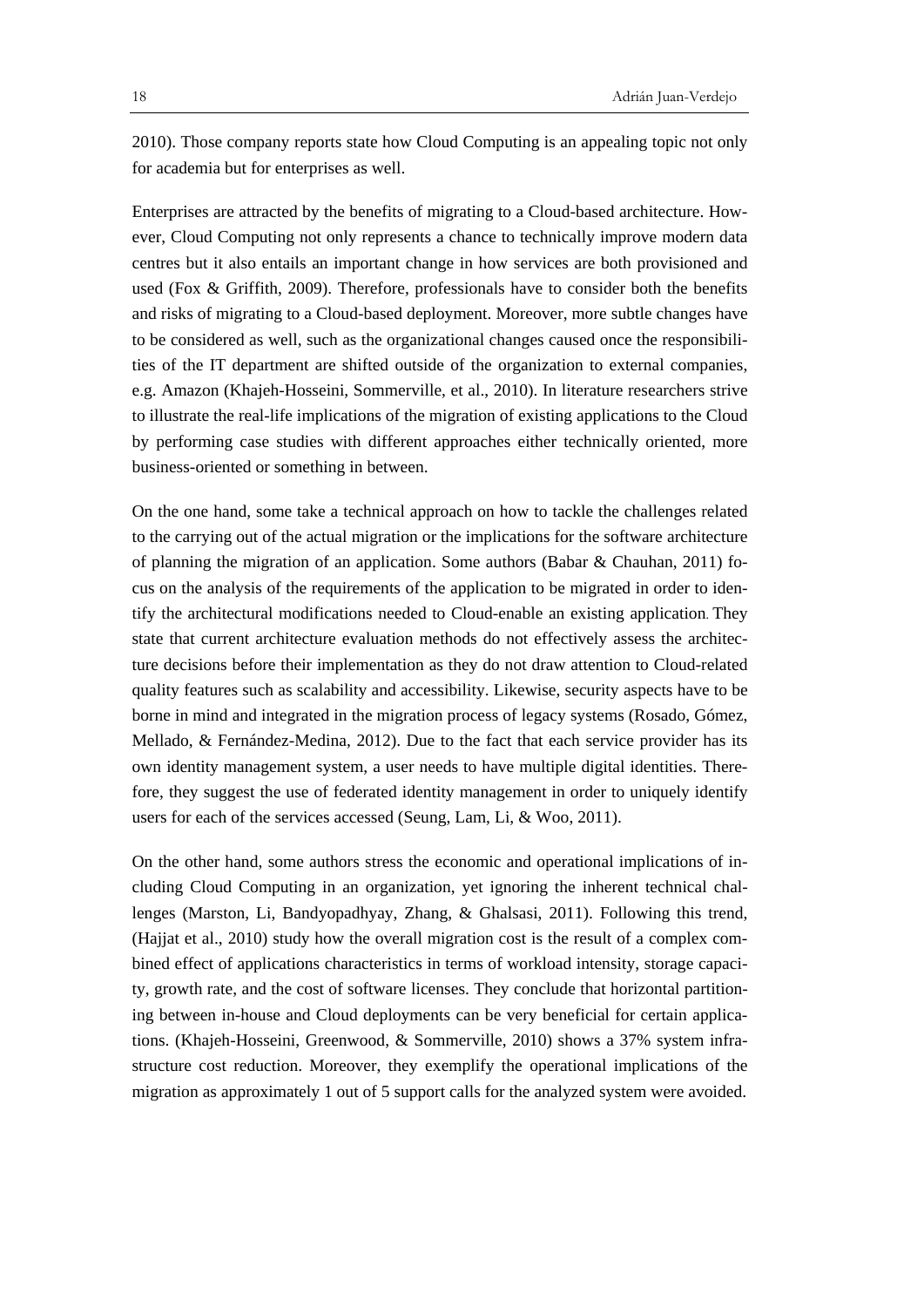2010). Those company reports state how Cloud Computing is an appealing topic not only for academia but for enterprises as well.

Enterprises are attracted by the benefits of migrating to a Cloud-based architecture. However, Cloud Computing not only represents a chance to technically improve modern data centres but it also entails an important change in how services are both provisioned and used (Fox & Griffith, 2009). Therefore, professionals have to consider both the benefits and risks of migrating to a Cloud-based deployment. Moreover, more subtle changes have to be considered as well, such as the organizational changes caused once the responsibilities of the IT department are shifted outside of the organization to external companies, e.g. Amazon (Khajeh-Hosseini, Sommerville, et al., 2010). In literature researchers strive to illustrate the real-life implications of the migration of existing applications to the Cloud by performing case studies with different approaches either technically oriented, more business-oriented or something in between.

On the one hand, some take a technical approach on how to tackle the challenges related to the carrying out of the actual migration or the implications for the software architecture of planning the migration of an application. Some authors (Babar & Chauhan, 2011) focus on the analysis of the requirements of the application to be migrated in order to identify the architectural modifications needed to Cloud-enable an existing application. They state that current architecture evaluation methods do not effectively assess the architecture decisions before their implementation as they do not draw attention to Cloud-related quality features such as scalability and accessibility. Likewise, security aspects have to be borne in mind and integrated in the migration process of legacy systems (Rosado, Gómez, Mellado, & Fernández-Medina, 2012). Due to the fact that each service provider has its own identity management system, a user needs to have multiple digital identities. Therefore, they suggest the use of federated identity management in order to uniquely identify users for each of the services accessed (Seung, Lam, Li, & Woo, 2011).

On the other hand, some authors stress the economic and operational implications of including Cloud Computing in an organization, yet ignoring the inherent technical challenges (Marston, Li, Bandyopadhyay, Zhang, & Ghalsasi, 2011). Following this trend, (Hajjat et al., 2010) study how the overall migration cost is the result of a complex combined effect of applications characteristics in terms of workload intensity, storage capacity, growth rate, and the cost of software licenses. They conclude that horizontal partitioning between in-house and Cloud deployments can be very beneficial for certain applications. (Khajeh-Hosseini, Greenwood, & Sommerville, 2010) shows a 37% system infrastructure cost reduction. Moreover, they exemplify the operational implications of the migration as approximately 1 out of 5 support calls for the analyzed system were avoided.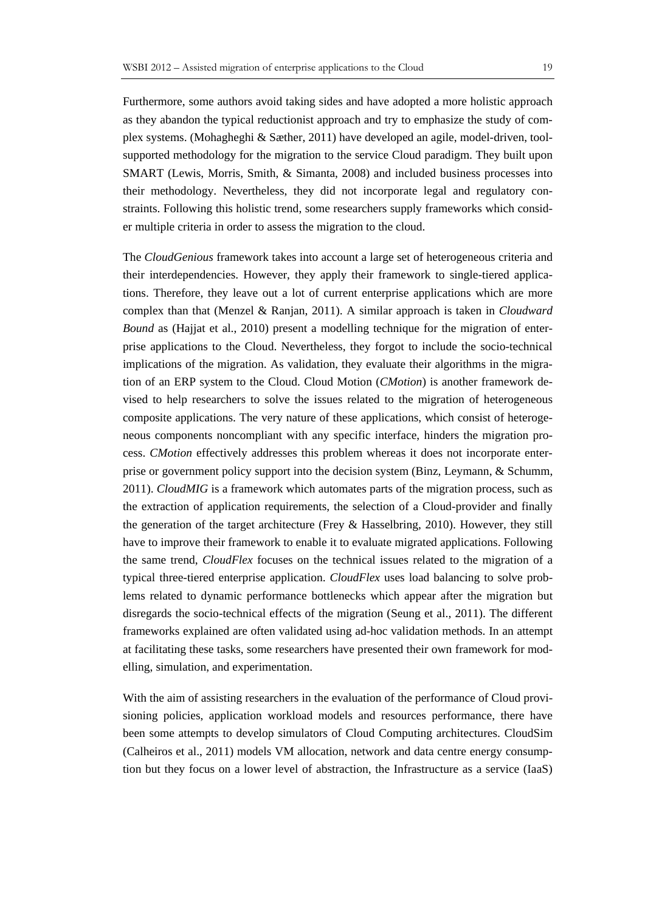Furthermore, some authors avoid taking sides and have adopted a more holistic approach as they abandon the typical reductionist approach and try to emphasize the study of complex systems. (Mohagheghi & Sæther, 2011) have developed an agile, model-driven, tool-supported methodology for the migration to the service Cloud paradigm. They built upon SMART (Lewis, Morris, Smith, & Simanta, 2008) and included business processes into their methodology. Nevertheless, they did not incorporate legal and regulatory constraints. Following this holistic trend, some researchers supply frameworks which consider multiple criteria in order to assess the migration to the cloud.

The *CloudGenious* framework takes into account a large set of heterogeneous criteria and their interdependencies. However, they apply their framework to single-tiered applications. Therefore, they leave out a lot of current enterprise applications which are more complex than that (Menzel & Ranjan, 2011). A similar approach is taken in *Cloudward Bound* as (Hajjat et al., 2010) present a modelling technique for the migration of enterprise applications to the Cloud. Nevertheless, they forgot to include the socio-technical implications of the migration. As validation, they evaluate their algorithms in the migration of an ERP system to the Cloud. Cloud Motion (*CMotion*) is another framework devised to help researchers to solve the issues related to the migration of heterogeneous composite applications. The very nature of these applications, which consist of heterogeneous components noncompliant with any specific interface, hinders the migration process. *CMotion* effectively addresses this problem whereas it does not incorporate enterprise or government policy support into the decision system (Binz, Leymann, & Schumm, 2011). *CloudMIG* is a framework which automates parts of the migration process, such as the extraction of application requirements, the selection of a Cloud-provider and finally the generation of the target architecture (Frey & Hasselbring, 2010). However, they still have to improve their framework to enable it to evaluate migrated applications. Following the same trend, *CloudFlex* focuses on the technical issues related to the migration of a typical three-tiered enterprise application. *CloudFlex* uses load balancing to solve problems related to dynamic performance bottlenecks which appear after the migration but disregards the socio-technical effects of the migration (Seung et al., 2011). The different frameworks explained are often validated using ad-hoc validation methods. In an attempt at facilitating these tasks, some researchers have presented their own framework for modelling, simulation, and experimentation.

With the aim of assisting researchers in the evaluation of the performance of Cloud provisioning policies, application workload models and resources performance, there have been some attempts to develop simulators of Cloud Computing architectures. CloudSim (Calheiros et al., 2011) models VM allocation, network and data centre energy consumption but they focus on a lower level of abstraction, the Infrastructure as a service (IaaS)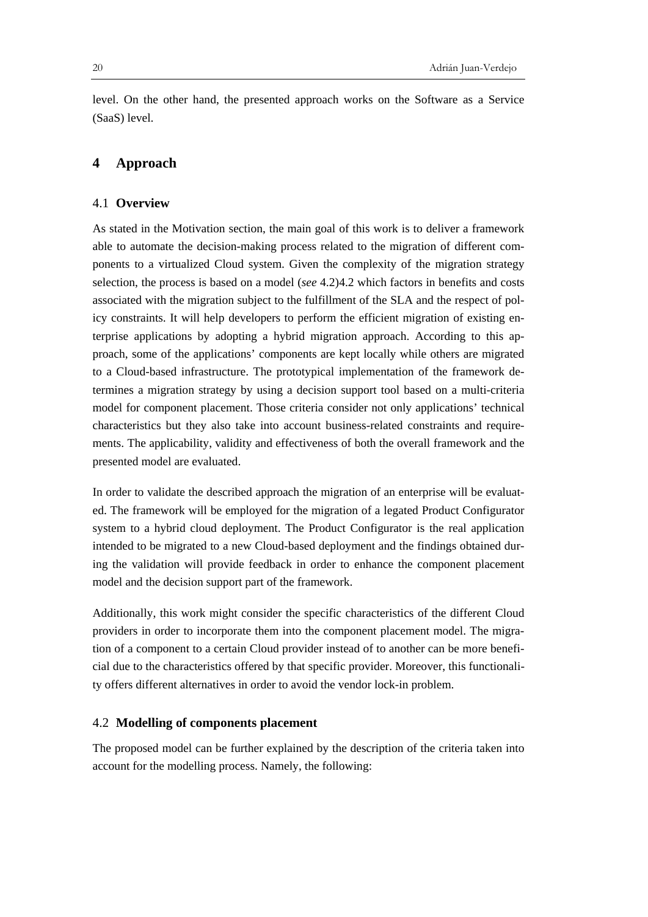level. On the other hand, the presented approach works on the Software as a Service (SaaS) level.

## 4 Approach

### 4.1 Overview

As stated in the Motivation section, the main goal of this work is to deliver a framework able to automate the decision-making process related to the migration of different components to a virtualized Cloud system. Given the complexity of the migration strategy selection, the process is based on a model (*see* 4.2)4.2 which factors in benefits and costs associated with the migration subject to the fulfillment of the SLA and the respect of policy constraints. It will help developers to perform the efficient migration of existing enterprise applications by adopting a hybrid migration approach. According to this approach, some of the applications' components are kept locally while others are migrated to a Cloud-based infrastructure. The prototypical implementation of the framework determines a migration strategy by using a decision support tool based on a multi-criteria model for component placement. Those criteria consider not only applications' technical characteristics but they also take into account business-related constraints and requirements. The applicability, validity and effectiveness of both the overall framework and the presented model are evaluated.

In order to validate the described approach the migration of an enterprise will be evaluated. The framework will be employed for the migration of a legated Product Configurator system to a hybrid cloud deployment. The Product Configurator is the real application intended to be migrated to a new Cloud-based deployment and the findings obtained during the validation will provide feedback in order to enhance the component placement model and the decision support part of the framework.

Additionally, this work might consider the specific characteristics of the different Cloud providers in order to incorporate them into the component placement model. The migration of a component to a certain Cloud provider instead of to another can be more beneficial due to the characteristics offered by that specific provider. Moreover, this functionality offers different alternatives in order to avoid the vendor lock-in problem.

### 4.2 Modelling of components placement

The proposed model can be further explained by the description of the criteria taken into account for the modelling process. Namely, the following: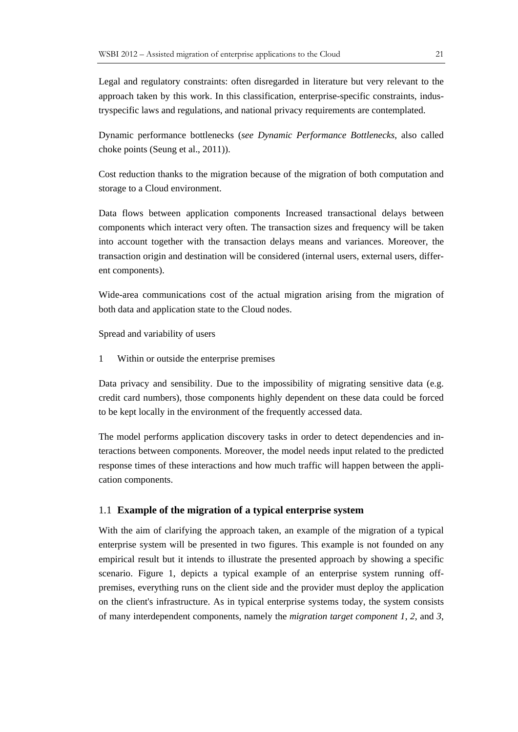Legal and regulatory constraints: often disregarded in literature but very relevant to the approach taken by this work. In this classification, enterprise-specific constraints, industryspecific laws and regulations, and national privacy requirements are contemplated.

Dynamic performance bottlenecks (*see Dynamic Performance Bottlenecks*, also called choke points (Seung et al., 2011)).

Cost reduction thanks to the migration because of the migration of both computation and storage to a Cloud environment.

Data flows between application components Increased transactional delays between components which interact very often. The transaction sizes and frequency will be taken into account together with the transaction delays means and variances. Moreover, the transaction origin and destination will be considered (internal users, external users, different components).

Wide-area communications cost of the actual migration arising from the migration of both data and application state to the Cloud nodes.

Spread and variability of users

1 Within or outside the enterprise premises

Data privacy and sensibility. Due to the impossibility of migrating sensitive data (e.g. credit card numbers), those components highly dependent on these data could be forced to be kept locally in the environment of the frequently accessed data.

The model performs application discovery tasks in order to detect dependencies and interactions between components. Moreover, the model needs input related to the predicted response times of these interactions and how much traffic will happen between the application components.

## 1.1 **Example of the migration of a typical enterprise system**

With the aim of clarifying the approach taken, an example of the migration of a typical enterprise system will be presented in two figures. This example is not founded on any empirical result but it intends to illustrate the presented approach by showing a specific scenario. Figure 1, depicts a typical example of an enterprise system running off-premises, everything runs on the client side and the provider must deploy the application on the client's infrastructure. As in typical enterprise systems today, the system consists of many interdependent components, namely the *migration target component 1*, *2*, and *3*,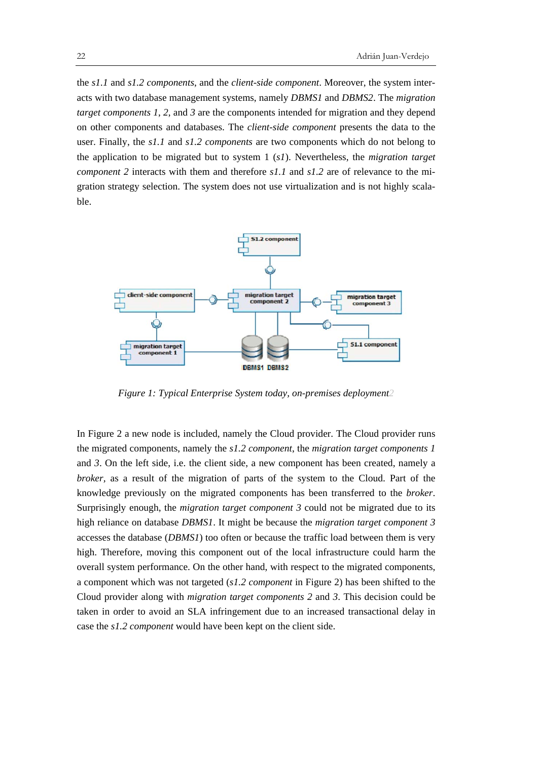the *s1.1* and *s1.2 components*, and the *client-side component*. Moreover, the system interacts with two database management systems, namely *DBMS1* and *DBMS2*. The *migration target components 1*, *2*, and *3* are the components intended for migration and they depend on other components and databases. The *client-side component* presents the data to the user. Finally, the *s1.1* and *s1.2 components* are two components which do not belong to the application to be migrated but to system 1 (*s1*). Nevertheless, the *migration target component 2* interacts with them and therefore *s1.1* and *s1.2* are of relevance to the migration strategy selection. The system does not use virtualization and is not highly scalable.

*Figure 1: Typical Enterprise System today, on-premises deployment*2

In Figure 2 a new node is included, namely the Cloud provider. The Cloud provider runs the migrated components, namely the *s1.2 component*, the *migration target components 1* and *3*. On the left side, i.e. the client side, a new component has been created, namely a *broker*, as a result of the migration of parts of the system to the Cloud. Part of the knowledge previously on the migrated components has been transferred to the *broker*. Surprisingly enough, the *migration target component 3* could not be migrated due to its high reliance on database *DBMS1*. It might be because the *migration target component 3* accesses the database (*DBMS1*) too often or because the traffic load between them is very high. Therefore, moving this component out of the local infrastructure could harm the overall system performance. On the other hand, with respect to the migrated components, a component which was not targeted (*s1.2 component* in Figure 2) has been shifted to the Cloud provider along with *migration target components 2* and *3*. This decision could be taken in order to avoid an SLA infringement due to an increased transactional delay in case the *s1.2 component* would have been kept on the client side.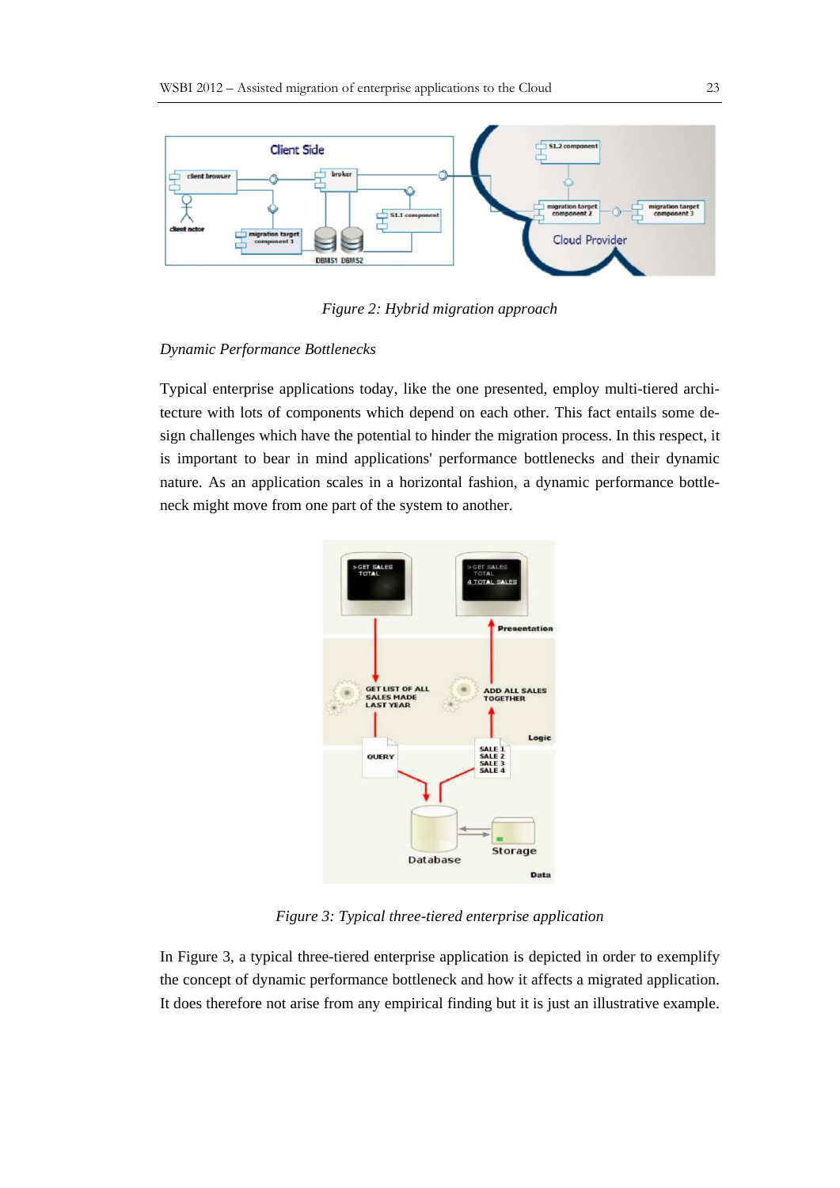Figure 2: Hybrid migration approach

*Dynamic Performance Bottlenecks*

Typical enterprise applications today, like the one presented, employ multi-tiered architecture with lots of components which depend on each other. This fact entails some design challenges which have the potential to hinder the migration process. In this respect, it is important to bear in mind applications' performance bottlenecks and their dynamic nature. As an application scales in a horizontal fashion, a dynamic performance bottleneck might move from one part of the system to another.

Figure 3: Typical three-tiered enterprise application

In Figure 3, a typical three-tiered enterprise application is depicted in order to exemplify the concept of dynamic performance bottleneck and how it affects a migrated application. It does therefore not arise from any empirical finding but it is just an illustrative example.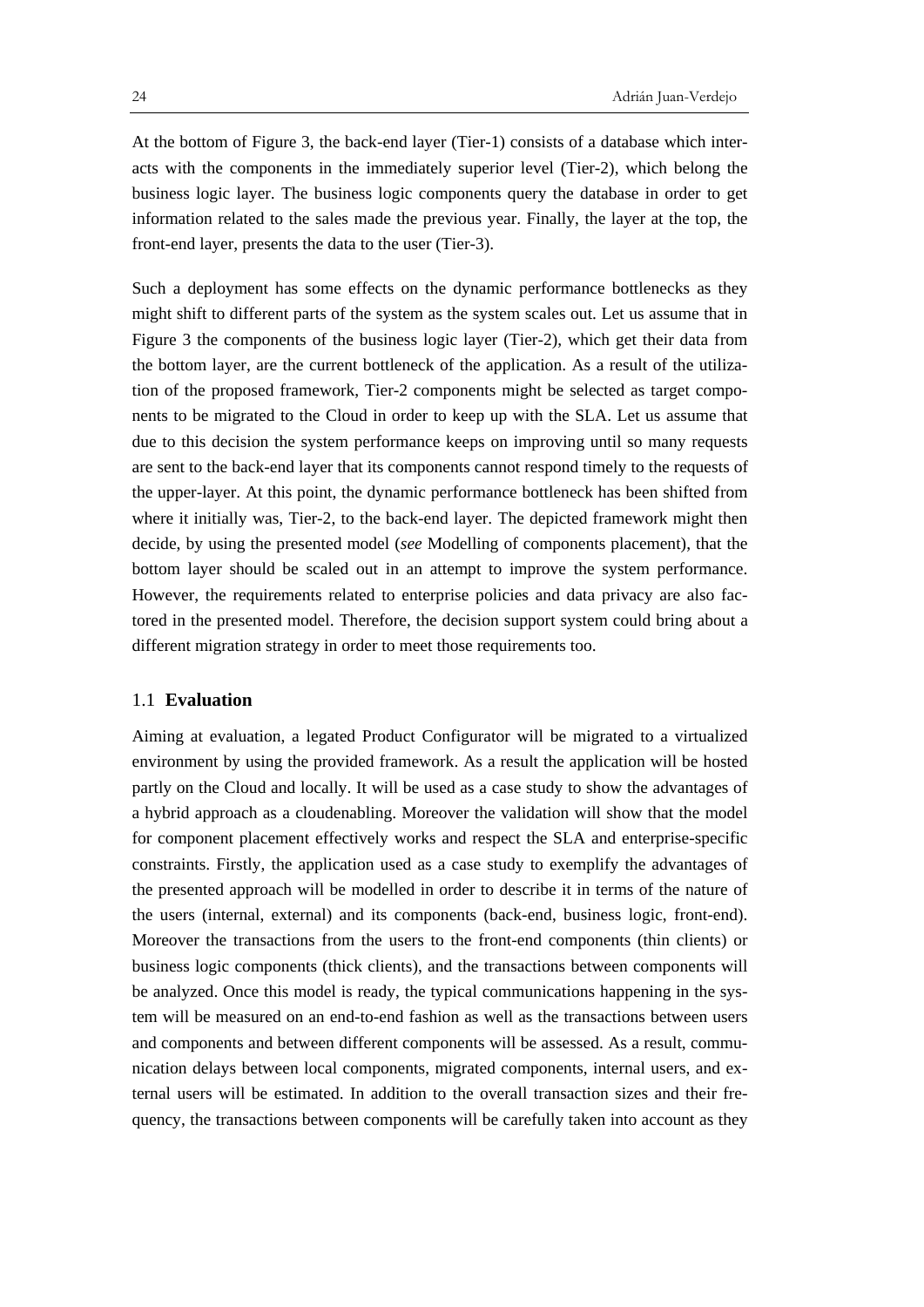At the bottom of Figure 3, the back-end layer (Tier-1) consists of a database which interacts with the components in the immediately superior level (Tier-2), which belong the business logic layer. The business logic components query the database in order to get information related to the sales made the previous year. Finally, the layer at the top, the front-end layer, presents the data to the user (Tier-3).

Such a deployment has some effects on the dynamic performance bottlenecks as they might shift to different parts of the system as the system scales out. Let us assume that in Figure 3 the components of the business logic layer (Tier-2), which get their data from the bottom layer, are the current bottleneck of the application. As a result of the utilization of the proposed framework, Tier-2 components might be selected as target components to be migrated to the Cloud in order to keep up with the SLA. Let us assume that due to this decision the system performance keeps on improving until so many requests are sent to the back-end layer that its components cannot respond timely to the requests of the upper-layer. At this point, the dynamic performance bottleneck has been shifted from where it initially was, Tier-2, to the back-end layer. The depicted framework might then decide, by using the presented model (*see* Modelling of components placement), that the bottom layer should be scaled out in an attempt to improve the system performance. However, the requirements related to enterprise policies and data privacy are also factored in the presented model. Therefore, the decision support system could bring about a different migration strategy in order to meet those requirements too.

## 1.1 **Evaluation**

Aiming at evaluation, a legated Product Configurator will be migrated to a virtualized environment by using the provided framework. As a result the application will be hosted partly on the Cloud and locally. It will be used as a case study to show the advantages of a hybrid approach as a cloudenabling. Moreover the validation will show that the model for component placement effectively works and respect the SLA and enterprise-specific constraints. Firstly, the application used as a case study to exemplify the advantages of the presented approach will be modelled in order to describe it in terms of the nature of the users (internal, external) and its components (back-end, business logic, front-end). Moreover the transactions from the users to the front-end components (thin clients) or business logic components (thick clients), and the transactions between components will be analyzed. Once this model is ready, the typical communications happening in the system will be measured on an end-to-end fashion as well as the transactions between users and components and between different components will be assessed. As a result, communication delays between local components, migrated components, internal users, and external users will be estimated. In addition to the overall transaction sizes and their frequency, the transactions between components will be carefully taken into account as they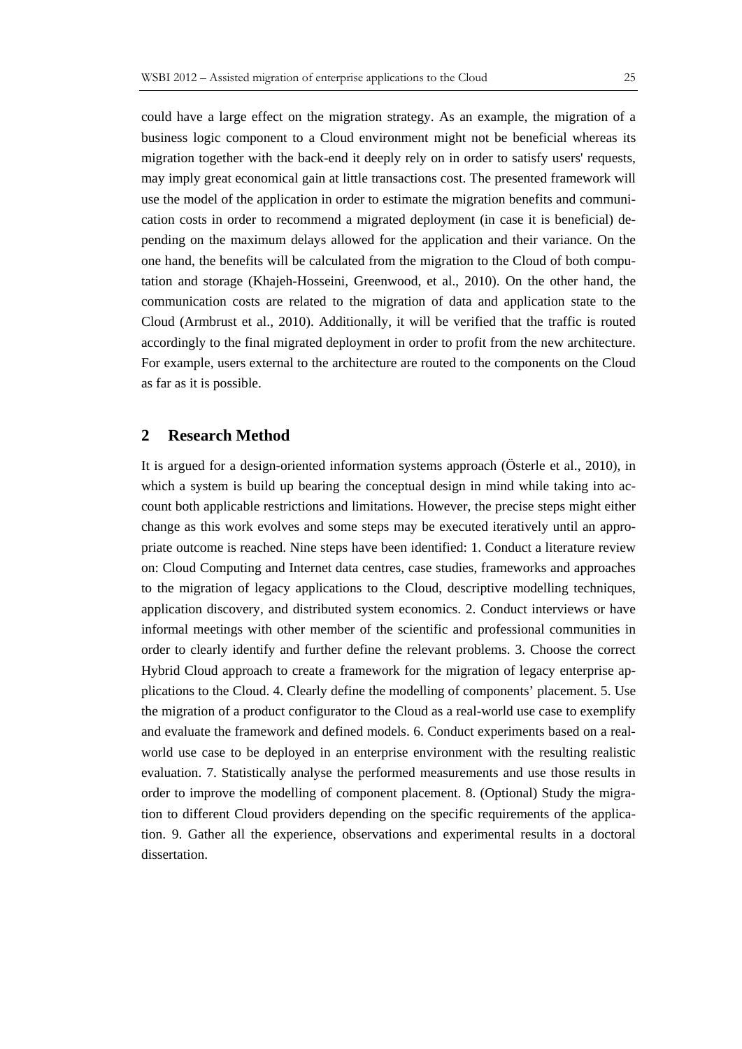could have a large effect on the migration strategy. As an example, the migration of a business logic component to a Cloud environment might not be beneficial whereas its migration together with the back-end it deeply rely on in order to satisfy users' requests, may imply great economical gain at little transactions cost. The presented framework will use the model of the application in order to estimate the migration benefits and communication costs in order to recommend a migrated deployment (in case it is beneficial) depending on the maximum delays allowed for the application and their variance. On the one hand, the benefits will be calculated from the migration to the Cloud of both computation and storage (Khajeh-Hosseini, Greenwood, et al., 2010). On the other hand, the communication costs are related to the migration of data and application state to the Cloud (Armbrust et al., 2010). Additionally, it will be verified that the traffic is routed accordingly to the final migrated deployment in order to profit from the new architecture. For example, users external to the architecture are routed to the components on the Cloud as far as it is possible.

## 2 Research Method

It is argued for a design-oriented information systems approach (Österle et al., 2010), in which a system is build up bearing the conceptual design in mind while taking into account both applicable restrictions and limitations. However, the precise steps might either change as this work evolves and some steps may be executed iteratively until an appropriate outcome is reached. Nine steps have been identified: 1. Conduct a literature review on: Cloud Computing and Internet data centres, case studies, frameworks and approaches to the migration of legacy applications to the Cloud, descriptive modelling techniques, application discovery, and distributed system economics. 2. Conduct interviews or have informal meetings with other member of the scientific and professional communities in order to clearly identify and further define the relevant problems. 3. Choose the correct Hybrid Cloud approach to create a framework for the migration of legacy enterprise applications to the Cloud. 4. Clearly define the modelling of components' placement. 5. Use the migration of a product configurator to the Cloud as a real-world use case to exemplify and evaluate the framework and defined models. 6. Conduct experiments based on a real-world use case to be deployed in an enterprise environment with the resulting realistic evaluation. 7. Statistically analyse the performed measurements and use those results in order to improve the modelling of component placement. 8. (Optional) Study the migration to different Cloud providers depending on the specific requirements of the application. 9. Gather all the experience, observations and experimental results in a doctoral dissertation.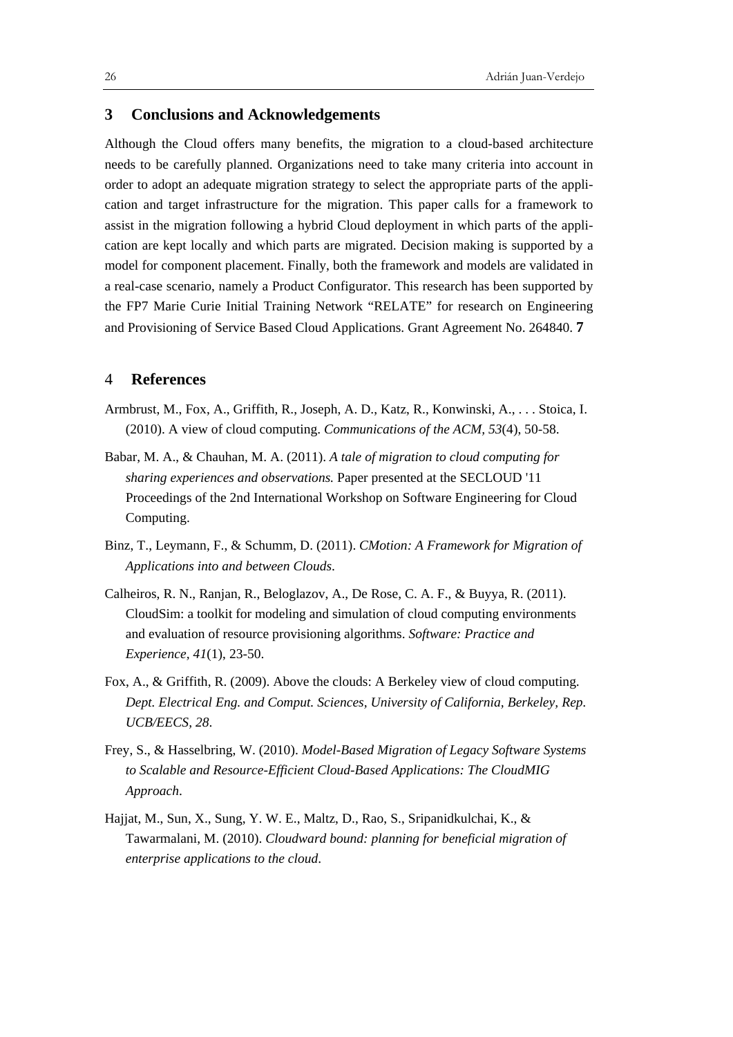## 3 Conclusions and Acknowledgements

Although the Cloud offers many benefits, the migration to a cloud-based architecture needs to be carefully planned. Organizations need to take many criteria into account in order to adopt an adequate migration strategy to select the appropriate parts of the application and target infrastructure for the migration. This paper calls for a framework to assist in the migration following a hybrid Cloud deployment in which parts of the application are kept locally and which parts are migrated. Decision making is supported by a model for component placement. Finally, both the framework and models are validated in a real-case scenario, namely a Product Configurator. This research has been supported by the FP7 Marie Curie Initial Training Network "RELATE" for research on Engineering and Provisioning of Service Based Cloud Applications. Grant Agreement No. 264840. **7**

## 4 References

Armbrust, M., Fox, A., Griffith, R., Joseph, A. D., Katz, R., Konwinski, A., . . . Stoica, I. (2010). A view of cloud computing. *Communications of the ACM, 53*(4), 50-58.

Babar, M. A., & Chauhan, M. A. (2011). *A tale of migration to cloud computing for sharing experiences and observations.* Paper presented at the SECLOUD '11 Proceedings of the 2nd International Workshop on Software Engineering for Cloud Computing.

Binz, T., Leymann, F., & Schumm, D. (2011). *CMotion: A Framework for Migration of Applications into and between Clouds*.

Calheiros, R. N., Ranjan, R., Beloglazov, A., De Rose, C. A. F., & Buyya, R. (2011). CloudSim: a toolkit for modeling and simulation of cloud computing environments and evaluation of resource provisioning algorithms. *Software: Practice and Experience, 41*(1), 23-50.

Fox, A., & Griffith, R. (2009). Above the clouds: A Berkeley view of cloud computing. *Dept. Electrical Eng. and Comput. Sciences, University of California, Berkeley, Rep. UCB/EECS, 28*.

Frey, S., & Hasselbring, W. (2010). *Model-Based Migration of Legacy Software Systems to Scalable and Resource-Efficient Cloud-Based Applications: The CloudMIG Approach*.

Hajjat, M., Sun, X., Sung, Y. W. E., Maltz, D., Rao, S., Sripanidkulchai, K., & Tawarmalani, M. (2010). *Cloudward bound: planning for beneficial migration of enterprise applications to the cloud*.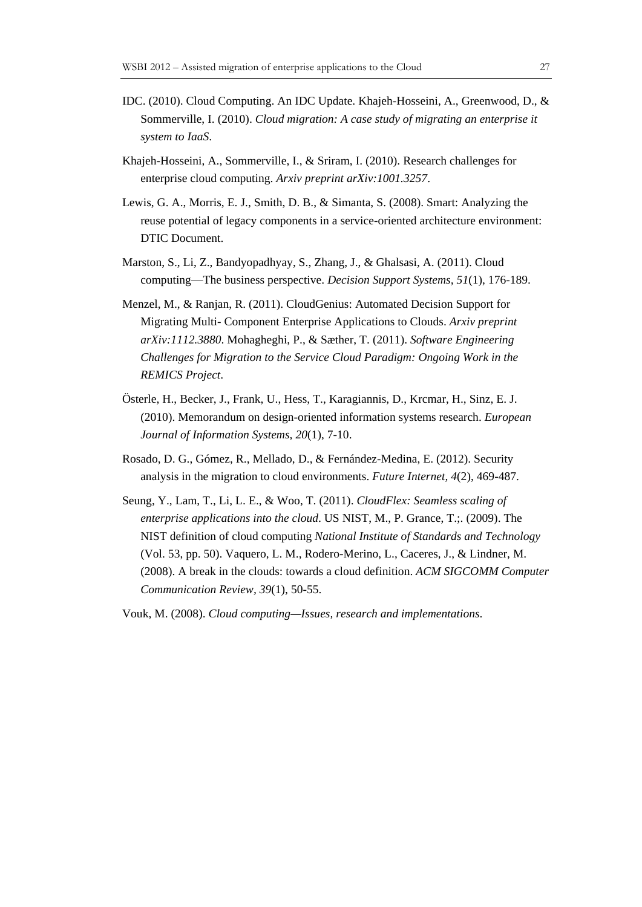IDC. (2010). Cloud Computing. An IDC Update. Khajeh-Hosseini, A., Greenwood, D., & Sommerville, I. (2010). *Cloud migration: A case study of migrating an enterprise it system to IaaS*.

Khajeh-Hosseini, A., Sommerville, I., & Sriram, I. (2010). Research challenges for enterprise cloud computing. *Arxiv preprint arXiv:1001.3257*.

Lewis, G. A., Morris, E. J., Smith, D. B., & Simanta, S. (2008). Smart: Analyzing the reuse potential of legacy components in a service-oriented architecture environment: DTIC Document.

Marston, S., Li, Z., Bandyopadhyay, S., Zhang, J., & Ghalsasi, A. (2011). Cloud computing—The business perspective. *Decision Support Systems, 51*(1), 176-189.

Menzel, M., & Ranjan, R. (2011). CloudGenius: Automated Decision Support for Migrating Multi- Component Enterprise Applications to Clouds. *Arxiv preprint arXiv:1112.3880*. Mohagheghi, P., & Sæther, T. (2011). *Software Engineering Challenges for Migration to the Service Cloud Paradigm: Ongoing Work in the REMICS Project*.

Österle, H., Becker, J., Frank, U., Hess, T., Karagiannis, D., Krcmar, H., Sinz, E. J. (2010). Memorandum on design-oriented information systems research. *European Journal of Information Systems, 20*(1), 7-10.

Rosado, D. G., Gómez, R., Mellado, D., & Fernández-Medina, E. (2012). Security analysis in the migration to cloud environments. *Future Internet, 4*(2), 469-487.

Seung, Y., Lam, T., Li, L. E., & Woo, T. (2011). *CloudFlex: Seamless scaling of enterprise applications into the cloud*. US NIST, M., P. Grance, T.;. (2009). The NIST definition of cloud computing *National Institute of Standards and Technology* (Vol. 53, pp. 50). Vaquero, L. M., Rodero-Merino, L., Caceres, J., & Lindner, M. (2008). A break in the clouds: towards a cloud definition. *ACM SIGCOMM Computer Communication Review, 39*(1), 50-55.

Vouk, M. (2008). *Cloud computing—Issues, research and implementations*.